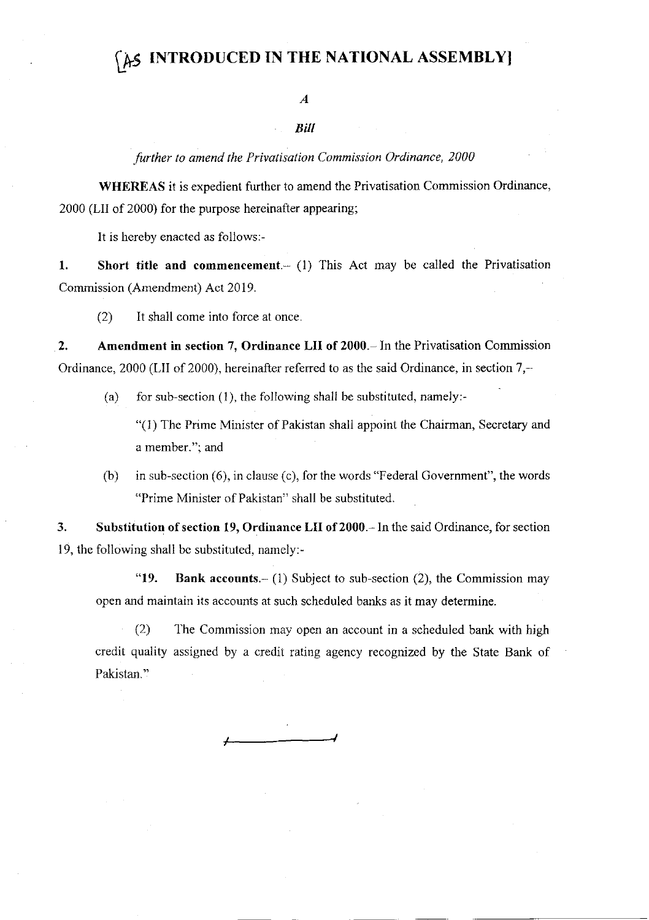# [AS INTRODUCED IN THE NATIONAL ASSEMBLY]

*A*

*Bill*

*further to amend the Privatisation Commission Ordinance, 2000*

**WHEREAS** it is expedient further to amend the Privatisation Commission Ordinance, 2000 (LII of 2000) for the purpose hereinafter appearing;

It is hereby enacted as follows:-

**1. Short title and commencement.**– (1) This Act may be called the Privatisation Commission (Amendment) Act 2019.

(2) It shall come into force at once.

**2. Amendment in section 7, Ordinance LII of 2000.**– In the Privatisation Commission Ordinance, 2000 (LII of 2000), hereinafter referred to as the said Ordinance, in section 7,–

(a) for sub-section (1), the following shall be substituted, namely:-

"(1) The Prime Minister of Pakistan shall appoint the Chairman, Secretary and a member."; and

(b) in sub-section (6), in clause (c), for the words "Federal Government", the words "Prime Minister of Pakistan" shall be substituted.

**3. Substitution of section 19, Ordinance LII of 2000.**– In the said Ordinance, for section 19, the following shall be substituted, namely:-

"**19. Bank accounts.**– (1) Subject to sub-section (2), the Commission may open and maintain its accounts at such scheduled banks as it may determine.

(2) The Commission may open an account in a scheduled bank with high credit quality assigned by a credit rating agency recognized by the State Bank of Pakistan."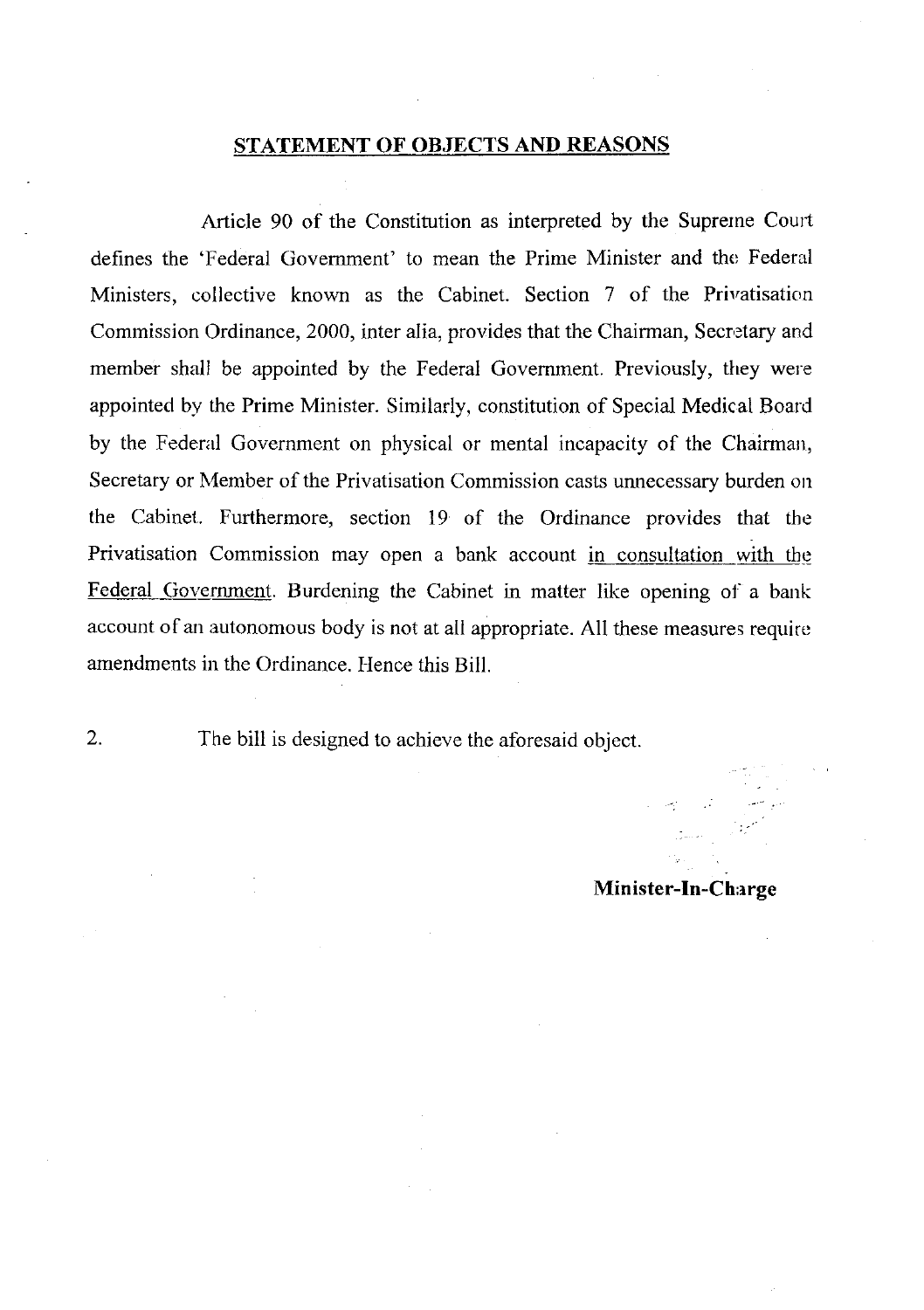## STATEMENT OF OBJECTS AND REASONS

Article 90 of the Constitution as interpreted by the Supreme Court defines the 'Federal Government' to mean the Prime Minister and the Federal Ministers, collective known as the Cabinet. Section 7 of the Privatisation Commission Ordinance, 2000, inter alia, provides that the Chairman, Secretary and member shall be appointed by the Federal Government. Previously, they were appointed by the Prime Minister. Similarly, constitution of Special Medical Board by the Federal Government on physical or mental incapacity of the Chairman, Secretary or Member of the Privatisation Commission casts unnecessary burden on the Cabinet. Furthermore, section 19 of the Ordinance provides that the Privatisation Commission may open a bank account <u>in consultation with the Federal Government</u>. Burdening the Cabinet in matter like opening of a bank account of an autonomous body is not at all appropriate. All these measures require amendments in the Ordinance. Hence this Bill.

2. The bill is designed to achieve the aforesaid object.

**Minister-In-Charge**